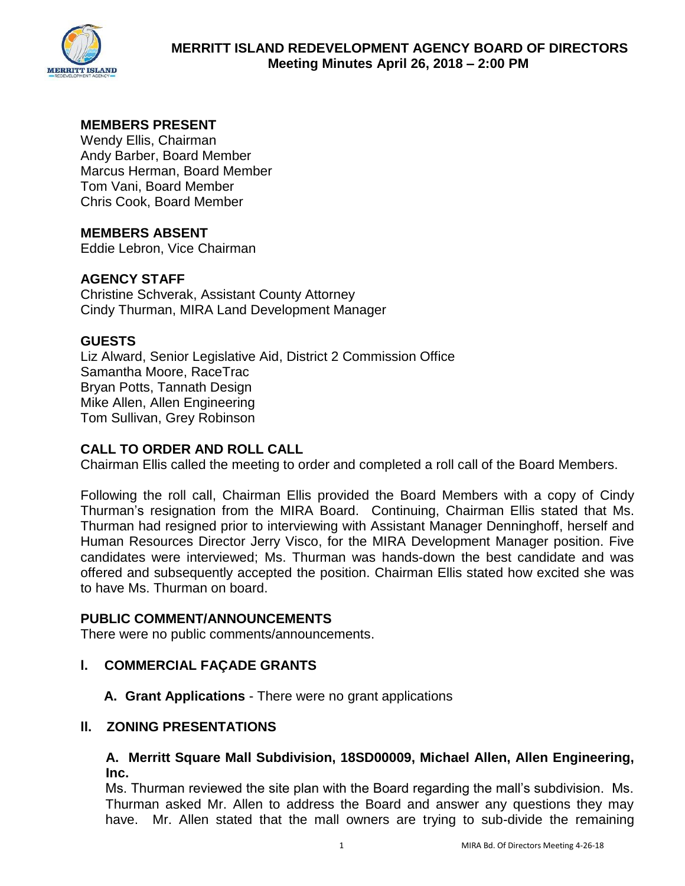# MERRITT ISLAND REDEVELOPMENT AGENCY BOARD OF DIRECTORS
## Meeting Minutes April 26, 2018 – 2:00 PM

### MEMBERS PRESENT
Wendy Ellis, Chairman
Andy Barber, Board Member
Marcus Herman, Board Member
Tom Vani, Board Member
Chris Cook, Board Member

### MEMBERS ABSENT
Eddie Lebron, Vice Chairman

### AGENCY STAFF
Christine Schverak, Assistant County Attorney
Cindy Thurman, MIRA Land Development Manager

### GUESTS
Liz Alward, Senior Legislative Aid, District 2 Commission Office
Samantha Moore, RaceTrac
Bryan Potts, Tannath Design
Mike Allen, Allen Engineering
Tom Sullivan, Grey Robinson

### CALL TO ORDER AND ROLL CALL
Chairman Ellis called the meeting to order and completed a roll call of the Board Members.

Following the roll call, Chairman Ellis provided the Board Members with a copy of Cindy Thurman's resignation from the MIRA Board. Continuing, Chairman Ellis stated that Ms. Thurman had resigned prior to interviewing with Assistant Manager Denninghoff, herself and Human Resources Director Jerry Visco, for the MIRA Development Manager position. Five candidates were interviewed; Ms. Thurman was hands-down the best candidate and was offered and subsequently accepted the position. Chairman Ellis stated how excited she was to have Ms. Thurman on board.

### PUBLIC COMMENT/ANNOUNCEMENTS
There were no public comments/announcements.

### I. COMMERCIAL FAÇADE GRANTS

**A. Grant Applications** - There were no grant applications

### II. ZONING PRESENTATIONS

**A. Merritt Square Mall Subdivision, 18SD00009, Michael Allen, Allen Engineering, Inc.**

Ms. Thurman reviewed the site plan with the Board regarding the mall's subdivision. Ms. Thurman asked Mr. Allen to address the Board and answer any questions they may have. Mr. Allen stated that the mall owners are trying to sub-divide the remaining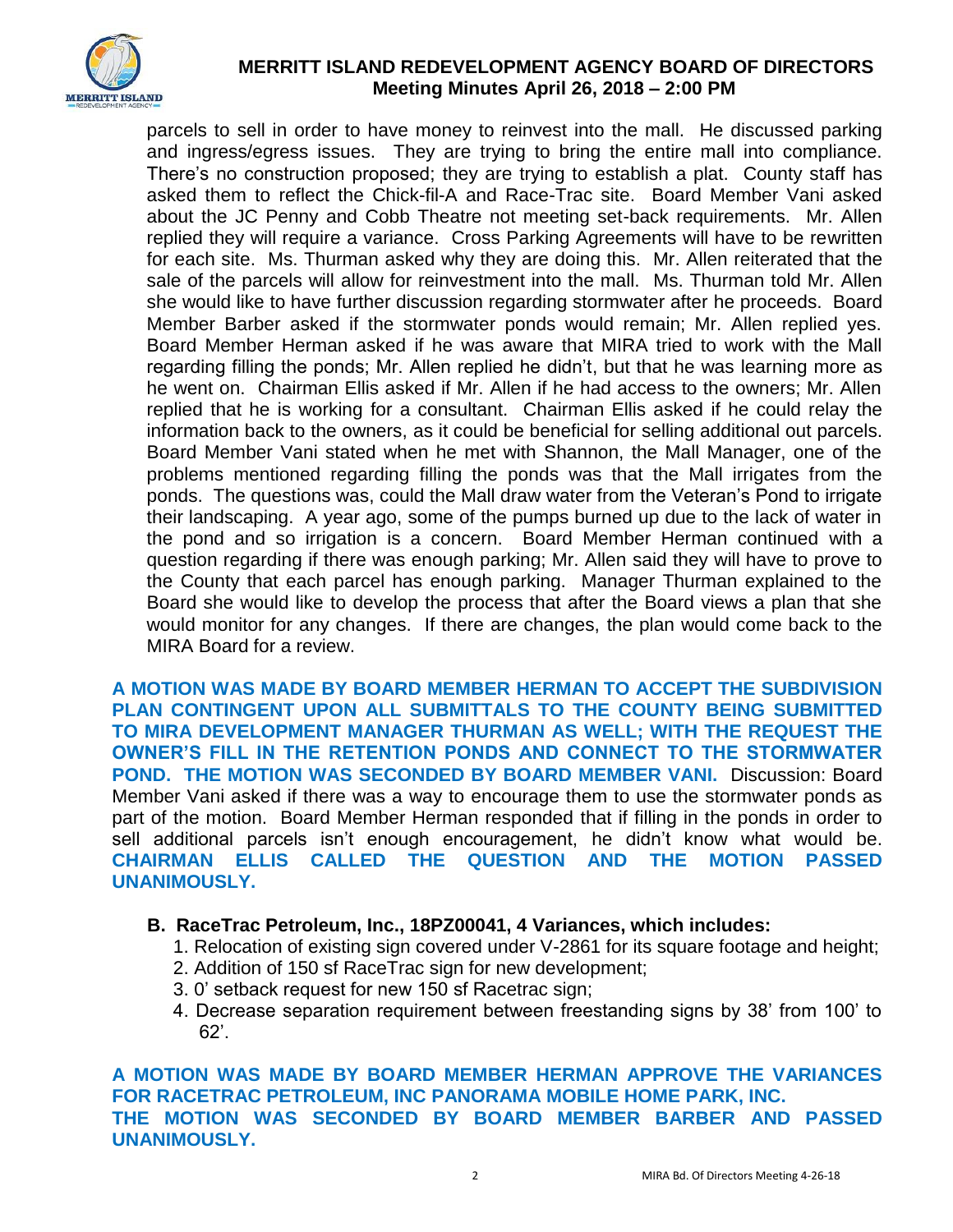parcels to sell in order to have money to reinvest into the mall. He discussed parking and ingress/egress issues. They are trying to bring the entire mall into compliance. There's no construction proposed; they are trying to establish a plat. County staff has asked them to reflect the Chick-fil-A and Race-Trac site. Board Member Vani asked about the JC Penny and Cobb Theatre not meeting set-back requirements. Mr. Allen replied they will require a variance. Cross Parking Agreements will have to be rewritten for each site. Ms. Thurman asked why they are doing this. Mr. Allen reiterated that the sale of the parcels will allow for reinvestment into the mall. Ms. Thurman told Mr. Allen she would like to have further discussion regarding stormwater after he proceeds. Board Member Barber asked if the stormwater ponds would remain; Mr. Allen replied yes. Board Member Herman asked if he was aware that MIRA tried to work with the Mall regarding filling the ponds; Mr. Allen replied he didn't, but that he was learning more as he went on. Chairman Ellis asked if Mr. Allen if he had access to the owners; Mr. Allen replied that he is working for a consultant. Chairman Ellis asked if he could relay the information back to the owners, as it could be beneficial for selling additional out parcels. Board Member Vani stated when he met with Shannon, the Mall Manager, one of the problems mentioned regarding filling the ponds was that the Mall irrigates from the ponds. The questions was, could the Mall draw water from the Veteran's Pond to irrigate their landscaping. A year ago, some of the pumps burned up due to the lack of water in the pond and so irrigation is a concern. Board Member Herman continued with a question regarding if there was enough parking; Mr. Allen said they will have to prove to the County that each parcel has enough parking. Manager Thurman explained to the Board she would like to develop the process that after the Board views a plan that she would monitor for any changes. If there are changes, the plan would come back to the MIRA Board for a review.

**A MOTION WAS MADE BY BOARD MEMBER HERMAN TO ACCEPT THE SUBDIVISION PLAN CONTINGENT UPON ALL SUBMITTALS TO THE COUNTY BEING SUBMITTED TO MIRA DEVELOPMENT MANAGER THURMAN AS WELL; WITH THE REQUEST THE OWNER'S FILL IN THE RETENTION PONDS AND CONNECT TO THE STORMWATER POND. THE MOTION WAS SECONDED BY BOARD MEMBER VANI.** Discussion: Board Member Vani asked if there was a way to encourage them to use the stormwater ponds as part of the motion. Board Member Herman responded that if filling in the ponds in order to sell additional parcels isn't enough encouragement, he didn't know what would be. **CHAIRMAN ELLIS CALLED THE QUESTION AND THE MOTION PASSED UNANIMOUSLY.**

**B. RaceTrac Petroleum, Inc., 18PZ00041, 4 Variances, which includes:**

1. Relocation of existing sign covered under V-2861 for its square footage and height;
2. Addition of 150 sf RaceTrac sign for new development;
3. 0' setback request for new 150 sf Racetrac sign;
4. Decrease separation requirement between freestanding signs by 38' from 100' to 62'.

**A MOTION WAS MADE BY BOARD MEMBER HERMAN APPROVE THE VARIANCES FOR RACETRAC PETROLEUM, INC PANORAMA MOBILE HOME PARK, INC.**
**THE MOTION WAS SECONDED BY BOARD MEMBER BARBER AND PASSED UNANIMOUSLY.**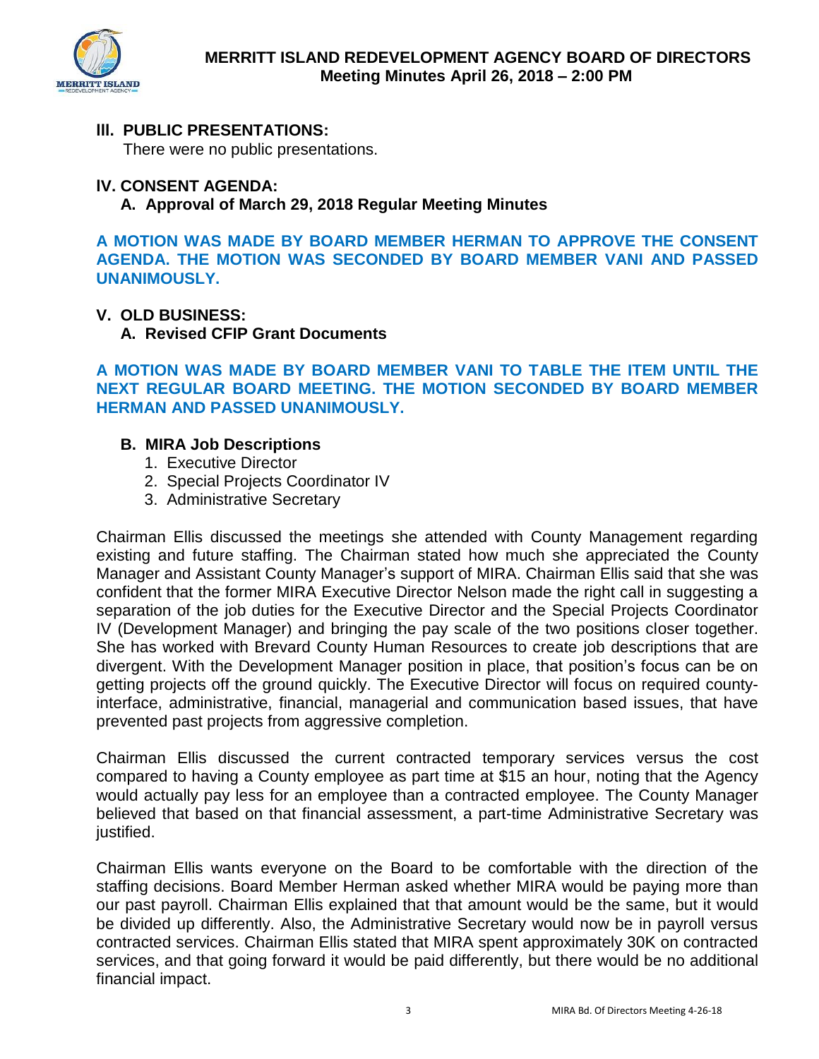## III. PUBLIC PRESENTATIONS:

There were no public presentations.

## IV. CONSENT AGENDA:

### A. Approval of March 29, 2018 Regular Meeting Minutes

**A MOTION WAS MADE BY BOARD MEMBER HERMAN TO APPROVE THE CONSENT AGENDA. THE MOTION WAS SECONDED BY BOARD MEMBER VANI AND PASSED UNANIMOUSLY.**

## V. OLD BUSINESS:

### A. Revised CFIP Grant Documents

**A MOTION WAS MADE BY BOARD MEMBER VANI TO TABLE THE ITEM UNTIL THE NEXT REGULAR BOARD MEETING. THE MOTION SECONDED BY BOARD MEMBER HERMAN AND PASSED UNANIMOUSLY.**

### B. MIRA Job Descriptions

1. Executive Director
2. Special Projects Coordinator IV
3. Administrative Secretary

Chairman Ellis discussed the meetings she attended with County Management regarding existing and future staffing. The Chairman stated how much she appreciated the County Manager and Assistant County Manager's support of MIRA. Chairman Ellis said that she was confident that the former MIRA Executive Director Nelson made the right call in suggesting a separation of the job duties for the Executive Director and the Special Projects Coordinator IV (Development Manager) and bringing the pay scale of the two positions closer together. She has worked with Brevard County Human Resources to create job descriptions that are divergent. With the Development Manager position in place, that position's focus can be on getting projects off the ground quickly. The Executive Director will focus on required county-interface, administrative, financial, managerial and communication based issues, that have prevented past projects from aggressive completion.

Chairman Ellis discussed the current contracted temporary services versus the cost compared to having a County employee as part time at $15 an hour, noting that the Agency would actually pay less for an employee than a contracted employee. The County Manager believed that based on that financial assessment, a part-time Administrative Secretary was justified.

Chairman Ellis wants everyone on the Board to be comfortable with the direction of the staffing decisions. Board Member Herman asked whether MIRA would be paying more than our past payroll. Chairman Ellis explained that that amount would be the same, but it would be divided up differently. Also, the Administrative Secretary would now be in payroll versus contracted services. Chairman Ellis stated that MIRA spent approximately 30K on contracted services, and that going forward it would be paid differently, but there would be no additional financial impact.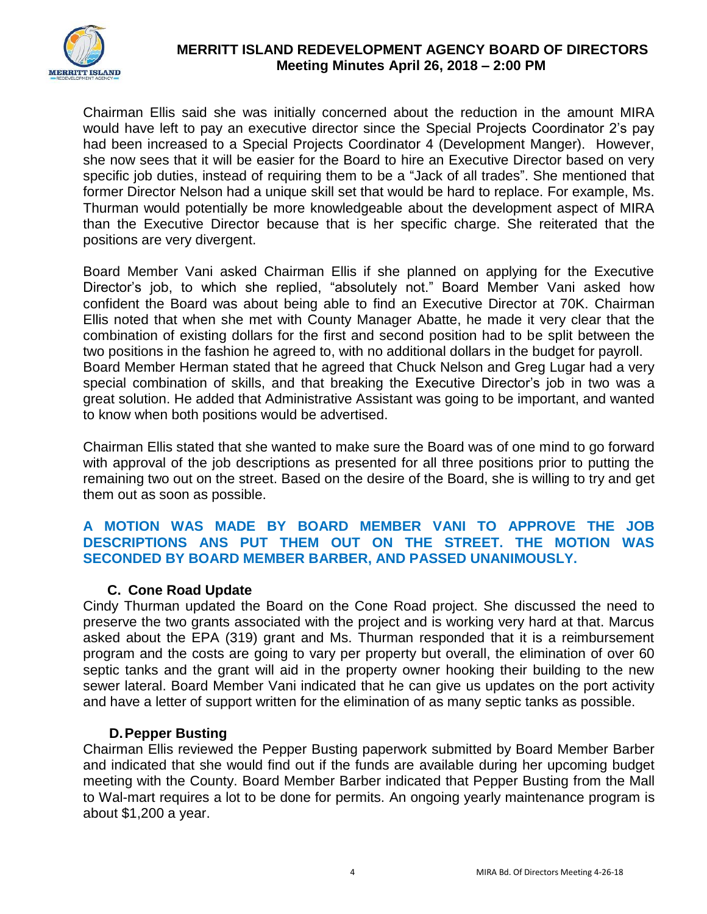Chairman Ellis said she was initially concerned about the reduction in the amount MIRA would have left to pay an executive director since the Special Projects Coordinator 2's pay had been increased to a Special Projects Coordinator 4 (Development Manger). However, she now sees that it will be easier for the Board to hire an Executive Director based on very specific job duties, instead of requiring them to be a "Jack of all trades". She mentioned that former Director Nelson had a unique skill set that would be hard to replace. For example, Ms. Thurman would potentially be more knowledgeable about the development aspect of MIRA than the Executive Director because that is her specific charge. She reiterated that the positions are very divergent.

Board Member Vani asked Chairman Ellis if she planned on applying for the Executive Director's job, to which she replied, "absolutely not." Board Member Vani asked how confident the Board was about being able to find an Executive Director at 70K. Chairman Ellis noted that when she met with County Manager Abatte, he made it very clear that the combination of existing dollars for the first and second position had to be split between the two positions in the fashion he agreed to, with no additional dollars in the budget for payroll.
Board Member Herman stated that he agreed that Chuck Nelson and Greg Lugar had a very special combination of skills, and that breaking the Executive Director's job in two was a great solution. He added that Administrative Assistant was going to be important, and wanted to know when both positions would be advertised.

Chairman Ellis stated that she wanted to make sure the Board was of one mind to go forward with approval of the job descriptions as presented for all three positions prior to putting the remaining two out on the street. Based on the desire of the Board, she is willing to try and get them out as soon as possible.

**A MOTION WAS MADE BY BOARD MEMBER VANI TO APPROVE THE JOB DESCRIPTIONS ANS PUT THEM OUT ON THE STREET. THE MOTION WAS SECONDED BY BOARD MEMBER BARBER, AND PASSED UNANIMOUSLY.**

### C. Cone Road Update

Cindy Thurman updated the Board on the Cone Road project. She discussed the need to preserve the two grants associated with the project and is working very hard at that. Marcus asked about the EPA (319) grant and Ms. Thurman responded that it is a reimbursement program and the costs are going to vary per property but overall, the elimination of over 60 septic tanks and the grant will aid in the property owner hooking their building to the new sewer lateral. Board Member Vani indicated that he can give us updates on the port activity and have a letter of support written for the elimination of as many septic tanks as possible.

### D. Pepper Busting

Chairman Ellis reviewed the Pepper Busting paperwork submitted by Board Member Barber and indicated that she would find out if the funds are available during her upcoming budget meeting with the County. Board Member Barber indicated that Pepper Busting from the Mall to Wal-mart requires a lot to be done for permits. An ongoing yearly maintenance program is about $1,200 a year.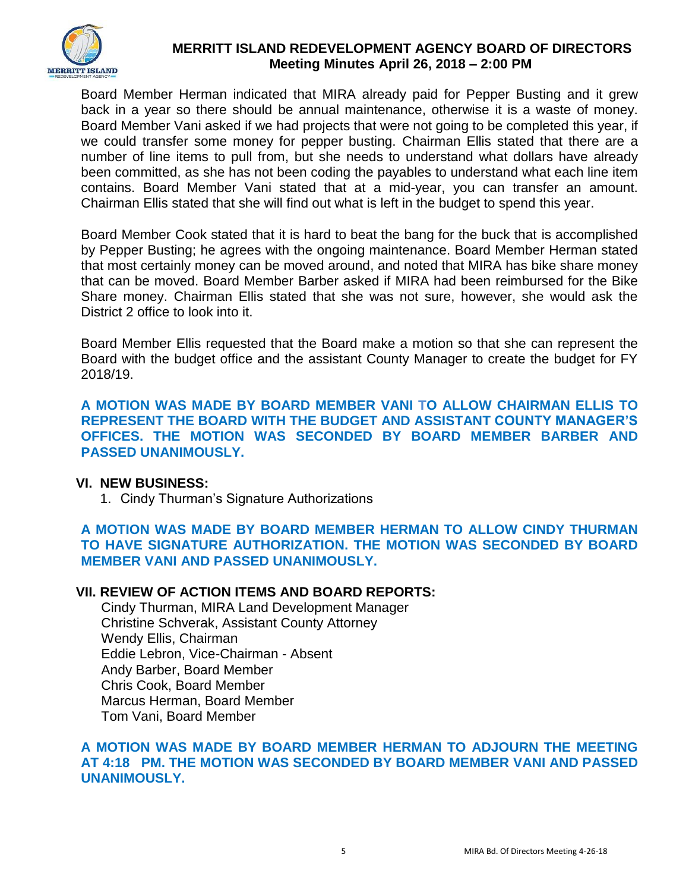Board Member Herman indicated that MIRA already paid for Pepper Busting and it grew back in a year so there should be annual maintenance, otherwise it is a waste of money. Board Member Vani asked if we had projects that were not going to be completed this year, if we could transfer some money for pepper busting. Chairman Ellis stated that there are a number of line items to pull from, but she needs to understand what dollars have already been committed, as she has not been coding the payables to understand what each line item contains. Board Member Vani stated that at a mid-year, you can transfer an amount. Chairman Ellis stated that she will find out what is left in the budget to spend this year.

Board Member Cook stated that it is hard to beat the bang for the buck that is accomplished by Pepper Busting; he agrees with the ongoing maintenance. Board Member Herman stated that most certainly money can be moved around, and noted that MIRA has bike share money that can be moved. Board Member Barber asked if MIRA had been reimbursed for the Bike Share money. Chairman Ellis stated that she was not sure, however, she would ask the District 2 office to look into it.

Board Member Ellis requested that the Board make a motion so that she can represent the Board with the budget office and the assistant County Manager to create the budget for FY 2018/19.

**A MOTION WAS MADE BY BOARD MEMBER VANI TO ALLOW CHAIRMAN ELLIS TO REPRESENT THE BOARD WITH THE BUDGET AND ASSISTANT COUNTY MANAGER'S OFFICES. THE MOTION WAS SECONDED BY BOARD MEMBER BARBER AND PASSED UNANIMOUSLY.**

## VI. NEW BUSINESS:

1. Cindy Thurman's Signature Authorizations

**A MOTION WAS MADE BY BOARD MEMBER HERMAN TO ALLOW CINDY THURMAN TO HAVE SIGNATURE AUTHORIZATION. THE MOTION WAS SECONDED BY BOARD MEMBER VANI AND PASSED UNANIMOUSLY.**

## VII. REVIEW OF ACTION ITEMS AND BOARD REPORTS:

Cindy Thurman, MIRA Land Development Manager
Christine Schverak, Assistant County Attorney
Wendy Ellis, Chairman
Eddie Lebron, Vice-Chairman - Absent
Andy Barber, Board Member
Chris Cook, Board Member
Marcus Herman, Board Member
Tom Vani, Board Member

**A MOTION WAS MADE BY BOARD MEMBER HERMAN TO ADJOURN THE MEETING AT 4:18 PM. THE MOTION WAS SECONDED BY BOARD MEMBER VANI AND PASSED UNANIMOUSLY.**